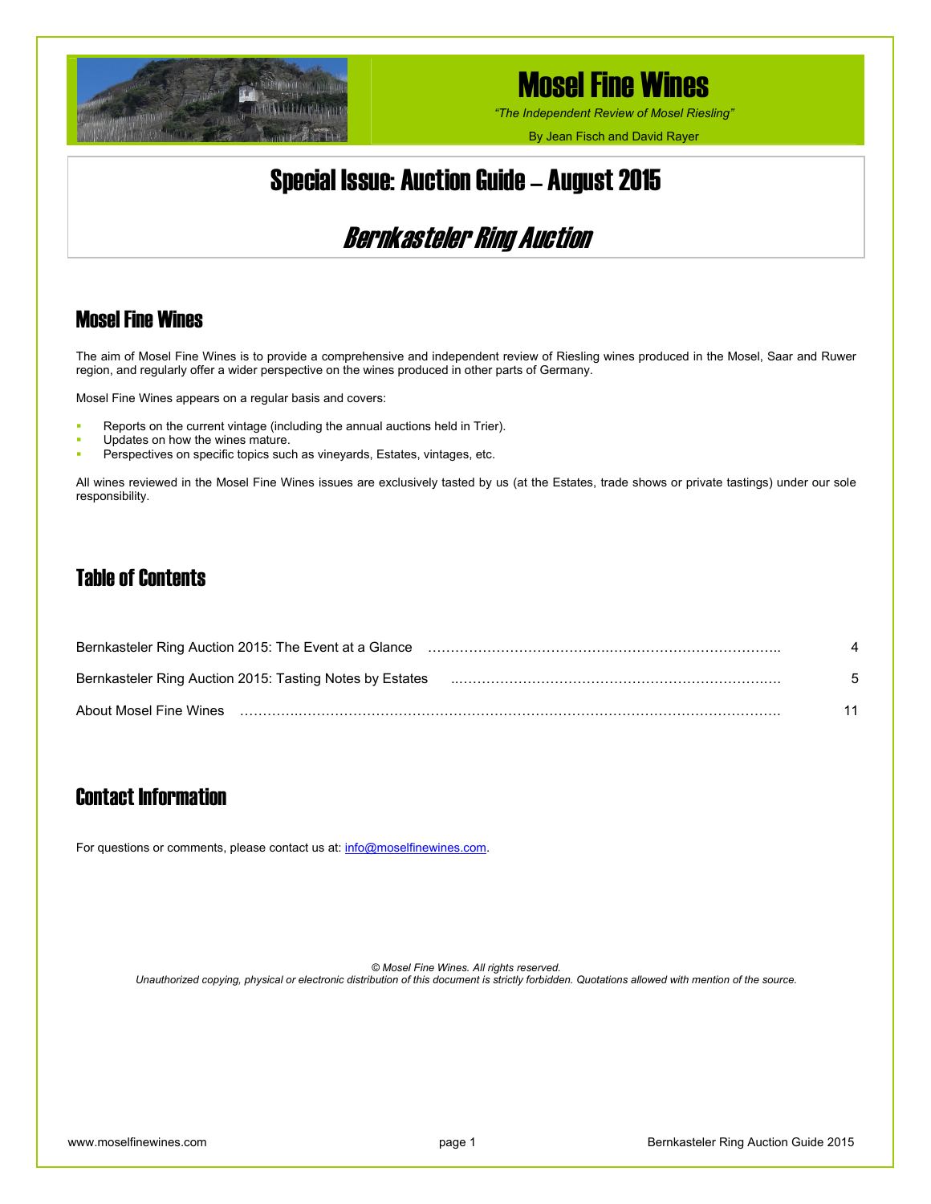# Mosel Fine Wines

*"The Independent Review of Mosel Riesling"*

By Jean Fisch and David Rayer

# Special Issue: Auction Guide – August 2015

## *Bernkasteler Ring Auction*

## Mosel Fine Wines

The aim of Mosel Fine Wines is to provide a comprehensive and independent review of Riesling wines produced in the Mosel, Saar and Ruwer region, and regularly offer a wider perspective on the wines produced in other parts of Germany.

Mosel Fine Wines appears on a regular basis and covers:

- Reports on the current vintage (including the annual auctions held in Trier).
- Updates on how the wines mature.
- Perspectives on specific topics such as vineyards, Estates, vintages, etc.

All wines reviewed in the Mosel Fine Wines issues are exclusively tasted by us (at the Estates, trade shows or private tastings) under our sole responsibility.

## Table of Contents

| | |
|---|---|
| Bernkasteler Ring Auction 2015: The Event at a Glance | 4 |
| Bernkasteler Ring Auction 2015: Tasting Notes by Estates | 5 |
| About Mosel Fine Wines | 11 |

## Contact Information

For questions or comments, please contact us at: info@moselfinewines.com.

*© Mosel Fine Wines. All rights reserved.*
*Unauthorized copying, physical or electronic distribution of this document is strictly forbidden. Quotations allowed with mention of the source.*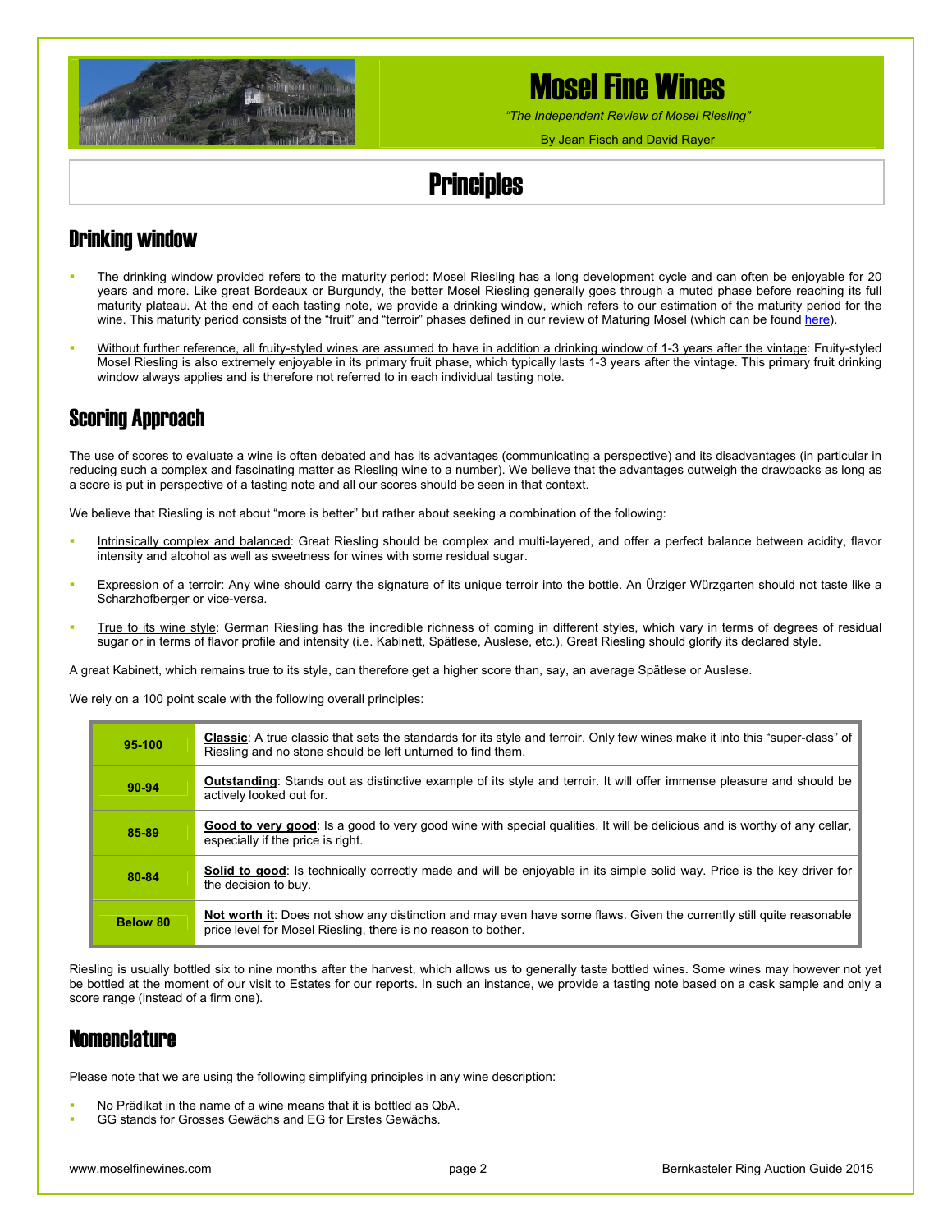# Mosel Fine Wines

*"The Independent Review of Mosel Riesling"*

By Jean Fisch and David Rayer

# Principles

## Drinking window

- The drinking window provided refers to the maturity period: Mosel Riesling has a long development cycle and can often be enjoyable for 20 years and more. Like great Bordeaux or Burgundy, the better Mosel Riesling generally goes through a muted phase before reaching its full maturity plateau. At the end of each tasting note, we provide a drinking window, which refers to our estimation of the maturity period for the wine. This maturity period consists of the "fruit" and "terroir" phases defined in our review of Maturing Mosel (which can be found here).
- Without further reference, all fruity-styled wines are assumed to have in addition a drinking window of 1-3 years after the vintage: Fruity-styled Mosel Riesling is also extremely enjoyable in its primary fruit phase, which typically lasts 1-3 years after the vintage. This primary fruit drinking window always applies and is therefore not referred to in each individual tasting note.

## Scoring Approach

The use of scores to evaluate a wine is often debated and has its advantages (communicating a perspective) and its disadvantages (in particular in reducing such a complex and fascinating matter as Riesling wine to a number). We believe that the advantages outweigh the drawbacks as long as a score is put in perspective of a tasting note and all our scores should be seen in that context.

We believe that Riesling is not about "more is better" but rather about seeking a combination of the following:

- Intrinsically complex and balanced: Great Riesling should be complex and multi-layered, and offer a perfect balance between acidity, flavor intensity and alcohol as well as sweetness for wines with some residual sugar.
- Expression of a terroir: Any wine should carry the signature of its unique terroir into the bottle. An Ürziger Würzgarten should not taste like a Scharzhofberger or vice-versa.
- True to its wine style: German Riesling has the incredible richness of coming in different styles, which vary in terms of degrees of residual sugar or in terms of flavor profile and intensity (i.e. Kabinett, Spätlese, Auslese, etc.). Great Riesling should glorify its declared style.

A great Kabinett, which remains true to its style, can therefore get a higher score than, say, an average Spätlese or Auslese.

We rely on a 100 point scale with the following overall principles:

| Score | Description |
|---|---|
| **95-100** | **Classic**: A true classic that sets the standards for its style and terroir. Only few wines make it into this "super-class" of Riesling and no stone should be left unturned to find them. |
| **90-94** | **Outstanding**: Stands out as distinctive example of its style and terroir. It will offer immense pleasure and should be actively looked out for. |
| **85-89** | **Good to very good**: Is a good to very good wine with special qualities. It will be delicious and is worthy of any cellar, especially if the price is right. |
| **80-84** | **Solid to good**: Is technically correctly made and will be enjoyable in its simple solid way. Price is the key driver for the decision to buy. |
| **Below 80** | **Not worth it**: Does not show any distinction and may even have some flaws. Given the currently still quite reasonable price level for Mosel Riesling, there is no reason to bother. |

Riesling is usually bottled six to nine months after the harvest, which allows us to generally taste bottled wines. Some wines may however not yet be bottled at the moment of our visit to Estates for our reports. In such an instance, we provide a tasting note based on a cask sample and only a score range (instead of a firm one).

## Nomenclature

Please note that we are using the following simplifying principles in any wine description:

- No Prädikat in the name of a wine means that it is bottled as QbA.
- GG stands for Grosses Gewächs and EG for Erstes Gewächs.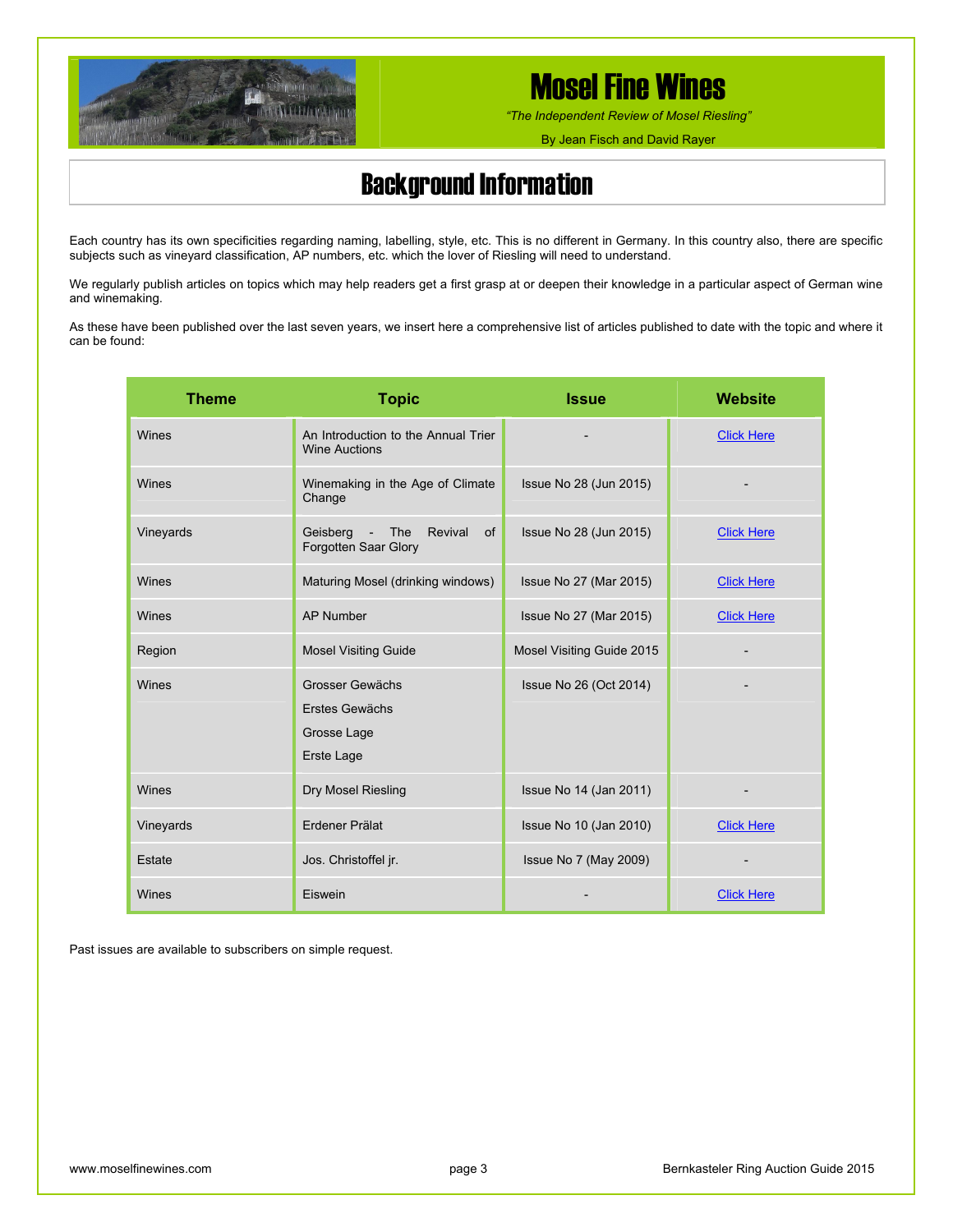# Mosel Fine Wines

*"The Independent Review of Mosel Riesling"*

By Jean Fisch and David Rayer

## Background Information

Each country has its own specificities regarding naming, labelling, style, etc. This is no different in Germany. In this country also, there are specific subjects such as vineyard classification, AP numbers, etc. which the lover of Riesling will need to understand.

We regularly publish articles on topics which may help readers get a first grasp at or deepen their knowledge in a particular aspect of German wine and winemaking.

As these have been published over the last seven years, we insert here a comprehensive list of articles published to date with the topic and where it can be found:

| Theme | Topic | Issue | Website |
|---|---|---|---|
| Wines | An Introduction to the Annual Trier Wine Auctions | - | Click Here |
| Wines | Winemaking in the Age of Climate Change | Issue No 28 (Jun 2015) | - |
| Vineyards | Geisberg - The Revival of Forgotten Saar Glory | Issue No 28 (Jun 2015) | Click Here |
| Wines | Maturing Mosel (drinking windows) | Issue No 27 (Mar 2015) | Click Here |
| Wines | AP Number | Issue No 27 (Mar 2015) | Click Here |
| Region | Mosel Visiting Guide | Mosel Visiting Guide 2015 | - |
| Wines | Grosser Gewächs<br>Erstes Gewächs<br>Grosse Lage<br>Erste Lage | Issue No 26 (Oct 2014) | - |
| Wines | Dry Mosel Riesling | Issue No 14 (Jan 2011) | - |
| Vineyards | Erdener Prälat | Issue No 10 (Jan 2010) | Click Here |
| Estate | Jos. Christoffel jr. | Issue No 7 (May 2009) | - |
| Wines | Eiswein | - | Click Here |

Past issues are available to subscribers on simple request.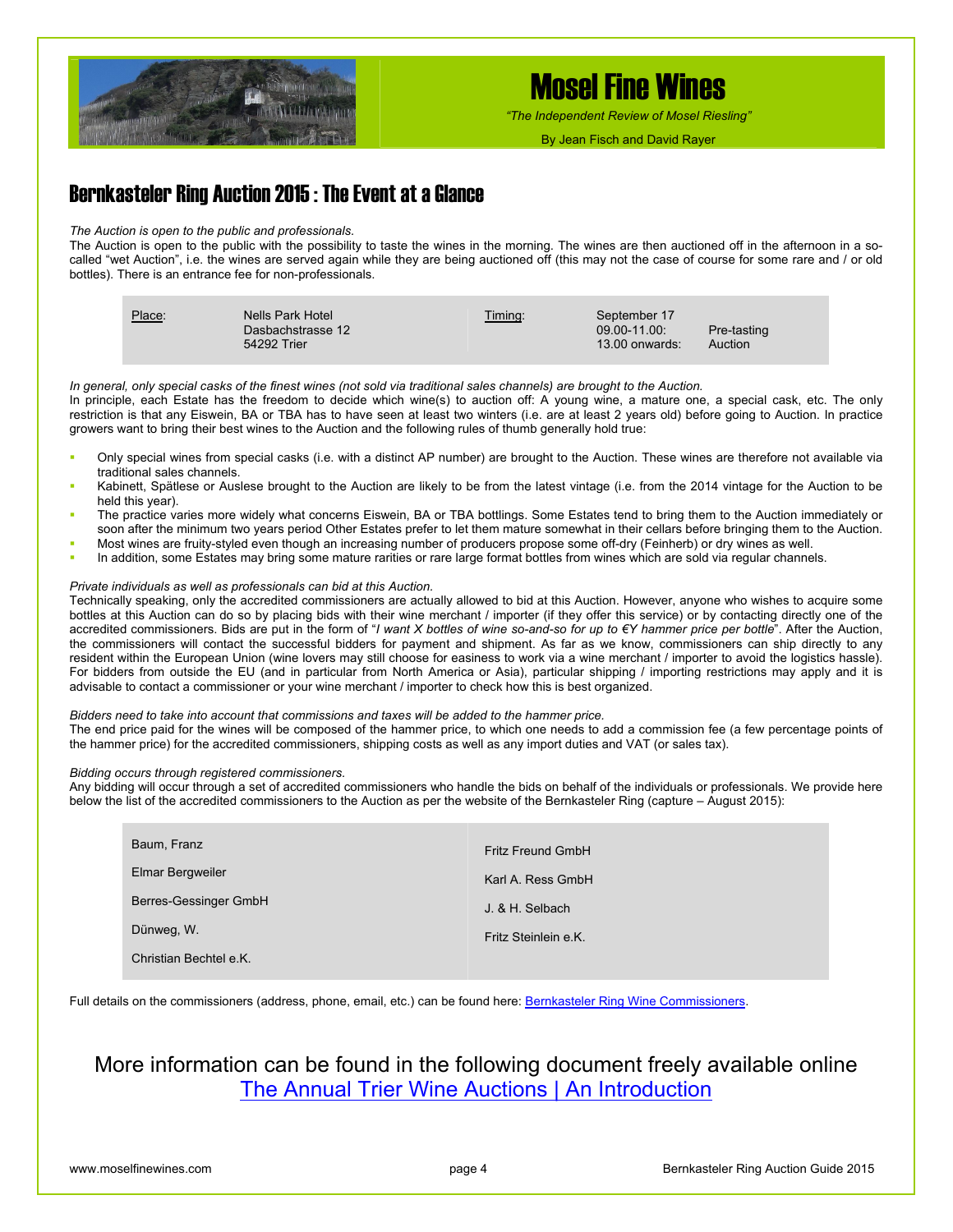## Bernkasteler Ring Auction 2015 : The Event at a Glance

*The Auction is open to the public and professionals.*
The Auction is open to the public with the possibility to taste the wines in the morning. The wines are then auctioned off in the afternoon in a so-called "wet Auction", i.e. the wines are served again while they are being auctioned off (this may not the case of course for some rare and / or old bottles). There is an entrance fee for non-professionals.

| Place: | Nells Park Hotel<br>Dasbachstrasse 12<br>54292 Trier | Timing: | September 17<br>09.00-11.00:<br>13.00 onwards: | <br>Pre-tasting<br>Auction |
|---|---|---|---|---|

*In general, only special casks of the finest wines (not sold via traditional sales channels) are brought to the Auction.*
In principle, each Estate has the freedom to decide which wine(s) to auction off: A young wine, a mature one, a special cask, etc. The only restriction is that any Eiswein, BA or TBA has to have seen at least two winters (i.e. are at least 2 years old) before going to Auction. In practice growers want to bring their best wines to the Auction and the following rules of thumb generally hold true:

- Only special wines from special casks (i.e. with a distinct AP number) are brought to the Auction. These wines are therefore not available via traditional sales channels.
- Kabinett, Spätlese or Auslese brought to the Auction are likely to be from the latest vintage (i.e. from the 2014 vintage for the Auction to be held this year).
- The practice varies more widely what concerns Eiswein, BA or TBA bottlings. Some Estates tend to bring them to the Auction immediately or soon after the minimum two years period Other Estates prefer to let them mature somewhat in their cellars before bringing them to the Auction.
- Most wines are fruity-styled even though an increasing number of producers propose some off-dry (Feinherb) or dry wines as well.
- In addition, some Estates may bring some mature rarities or rare large format bottles from wines which are sold via regular channels.

*Private individuals as well as professionals can bid at this Auction.*
Technically speaking, only the accredited commissioners are actually allowed to bid at this Auction. However, anyone who wishes to acquire some bottles at this Auction can do so by placing bids with their wine merchant / importer (if they offer this service) or by contacting directly one of the accredited commissioners. Bids are put in the form of "*I want X bottles of wine so-and-so for up to €Y hammer price per bottle*". After the Auction, the commissioners will contact the successful bidders for payment and shipment. As far as we know, commissioners can ship directly to any resident within the European Union (wine lovers may still choose for easiness to work via a wine merchant / importer to avoid the logistics hassle). For bidders from outside the EU (and in particular from North America or Asia), particular shipping / importing restrictions may apply and it is advisable to contact a commissioner or your wine merchant / importer to check how this is best organized.

*Bidders need to take into account that commissions and taxes will be added to the hammer price.*
The end price paid for the wines will be composed of the hammer price, to which one needs to add a commission fee (a few percentage points of the hammer price) for the accredited commissioners, shipping costs as well as any import duties and VAT (or sales tax).

*Bidding occurs through registered commissioners.*
Any bidding will occur through a set of accredited commissioners who handle the bids on behalf of the individuals or professionals. We provide here below the list of the accredited commissioners to the Auction as per the website of the Bernkasteler Ring (capture – August 2015):

| | |
|---|---|
| Baum, Franz | Fritz Freund GmbH |
| Elmar Bergweiler | Karl A. Ress GmbH |
| Berres-Gessinger GmbH | J. & H. Selbach |
| Dünweg, W. | Fritz Steinlein e.K. |
| Christian Bechtel e.K. | |

Full details on the commissioners (address, phone, email, etc.) can be found here: [Bernkasteler Ring Wine Commissioners](Bernkasteler Ring Wine Commissioners).

More information can be found in the following document freely available online
[The Annual Trier Wine Auctions | An Introduction](The Annual Trier Wine Auctions | An Introduction)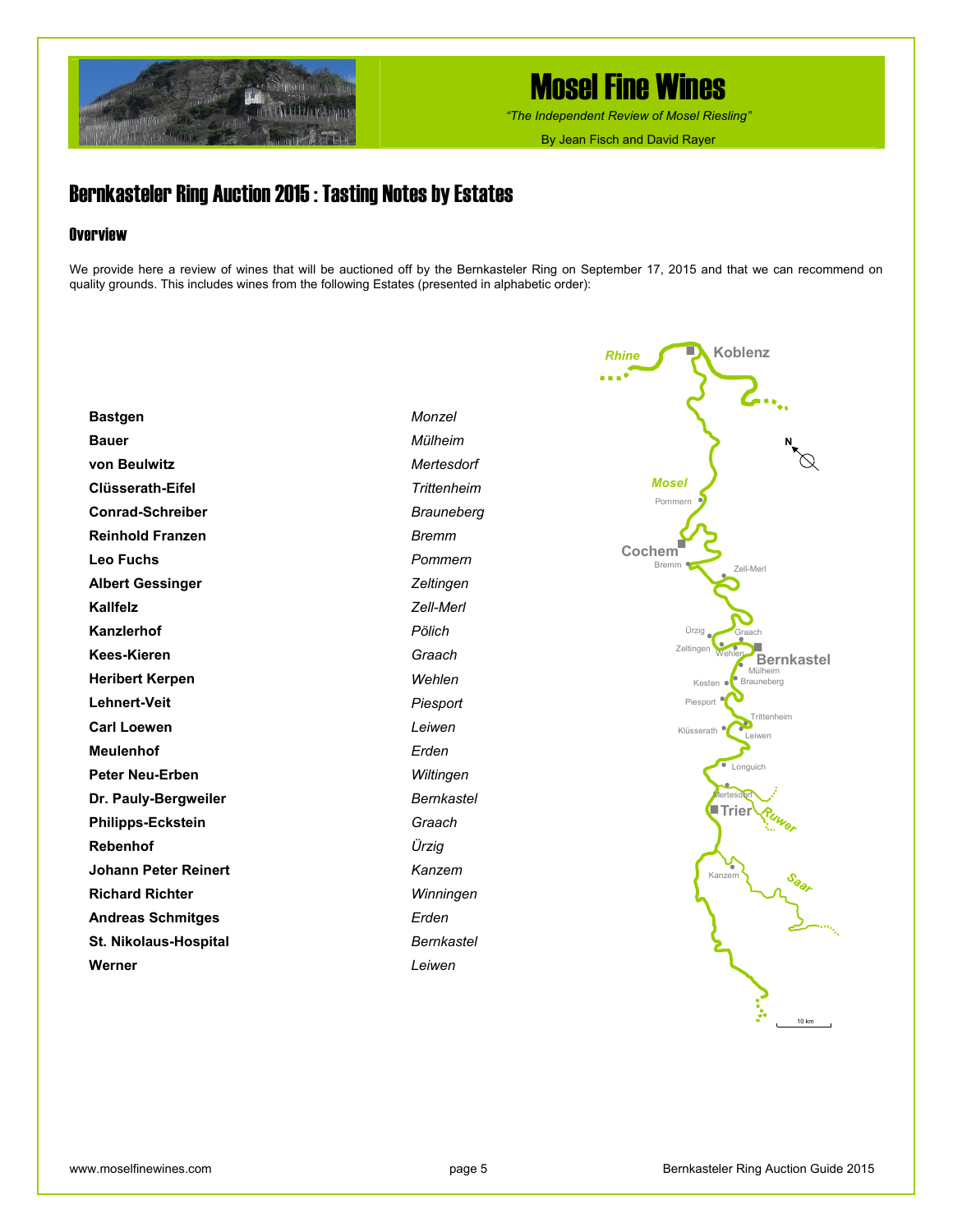## Bernkasteler Ring Auction 2015 : Tasting Notes by Estates

### Overview

We provide here a review of wines that will be auctioned off by the Bernkasteler Ring on September 17, 2015 and that we can recommend on quality grounds. This includes wines from the following Estates (presented in alphabetic order):

| Estate | Village |
|---|---|
| **Bastgen** | *Monzel* |
| **Bauer** | *Mülheim* |
| **von Beulwitz** | *Mertesdorf* |
| **Clüsserath-Eifel** | *Trittenheim* |
| **Conrad-Schreiber** | *Brauneberg* |
| **Reinhold Franzen** | *Bremm* |
| **Leo Fuchs** | *Pommern* |
| **Albert Gessinger** | *Zeltingen* |
| **Kallfelz** | *Zell-Merl* |
| **Kanzlerhof** | *Pölich* |
| **Kees-Kieren** | *Graach* |
| **Heribert Kerpen** | *Wehlen* |
| **Lehnert-Veit** | *Piesport* |
| **Carl Loewen** | *Leiwen* |
| **Meulenhof** | *Erden* |
| **Peter Neu-Erben** | *Wiltingen* |
| **Dr. Pauly-Bergweiler** | *Bernkastel* |
| **Philipps-Eckstein** | *Graach* |
| **Rebenhof** | *Ürzig* |
| **Johann Peter Reinert** | *Kanzem* |
| **Richard Richter** | *Winningen* |
| **Andreas Schmitges** | *Erden* |
| **St. Nikolaus-Hospital** | *Bernkastel* |
| **Werner** | *Leiwen* |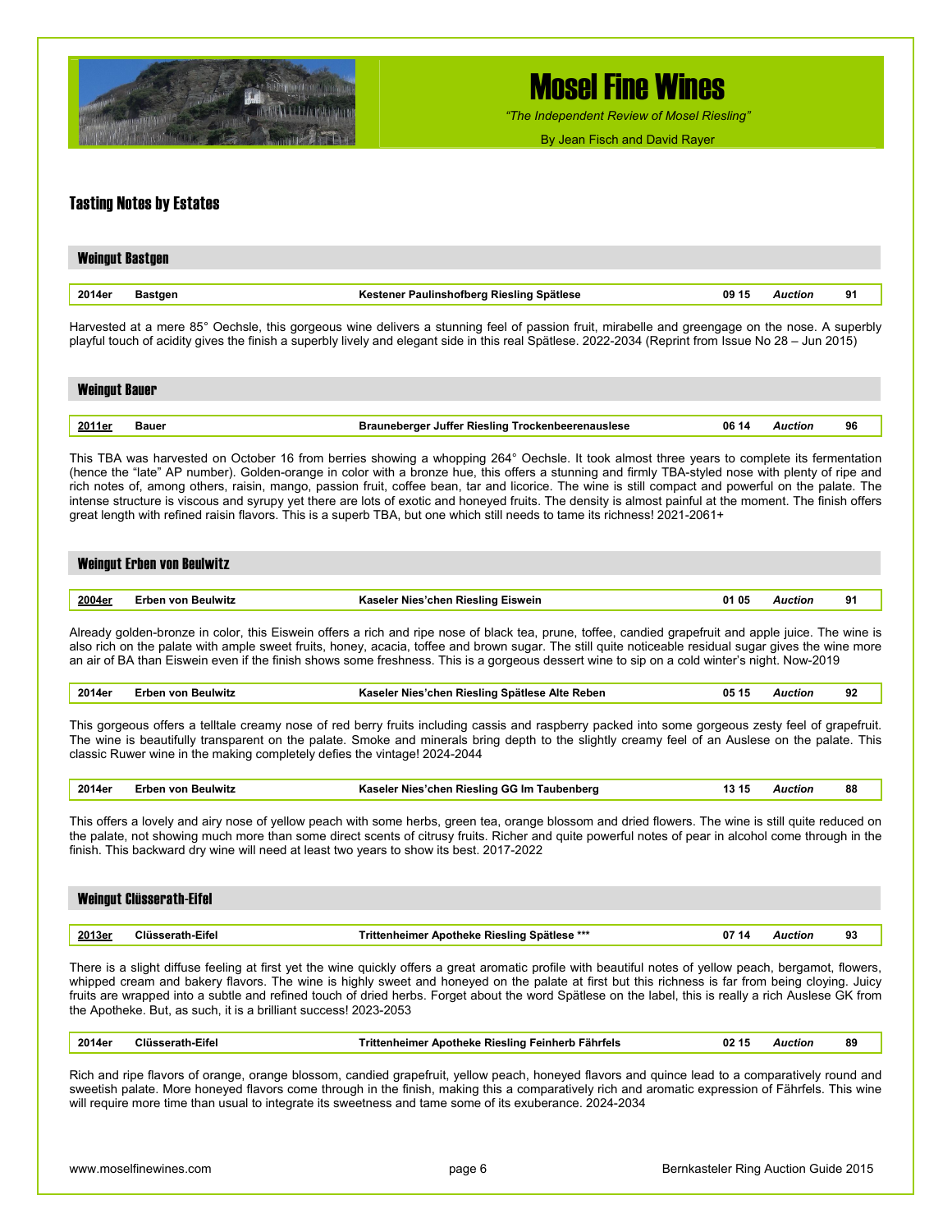# Mosel Fine Wines

*"The Independent Review of Mosel Riesling"*

By Jean Fisch and David Rayer

## Tasting Notes by Estates

### Weingut Bastgen

| 2014er | Bastgen | Kestener Paulinshofberg Riesling Spätlese | 09 15 | *Auction* | 91 |
|---|---|---|---|---|---|

Harvested at a mere 85° Oechsle, this gorgeous wine delivers a stunning feel of passion fruit, mirabelle and greengage on the nose. A superbly playful touch of acidity gives the finish a superbly lively and elegant side in this real Spätlese. 2022-2034 (Reprint from Issue No 28 – Jun 2015)

### Weingut Bauer

| 2011er | Bauer | Brauneberger Juffer Riesling Trockenbeerenauslese | 06 14 | *Auction* | 96 |
|---|---|---|---|---|---|

This TBA was harvested on October 16 from berries showing a whopping 264° Oechsle. It took almost three years to complete its fermentation (hence the "late" AP number). Golden-orange in color with a bronze hue, this offers a stunning and firmly TBA-styled nose with plenty of ripe and rich notes of, among others, raisin, mango, passion fruit, coffee bean, tar and licorice. The wine is still compact and powerful on the palate. The intense structure is viscous and syrupy yet there are lots of exotic and honeyed fruits. The density is almost painful at the moment. The finish offers great length with refined raisin flavors. This is a superb TBA, but one which still needs to tame its richness! 2021-2061+

### Weingut Erben von Beulwitz

| 2004er | Erben von Beulwitz | Kaseler Nies'chen Riesling Eiswein | 01 05 | *Auction* | 91 |
|---|---|---|---|---|---|

Already golden-bronze in color, this Eiswein offers a rich and ripe nose of black tea, prune, toffee, candied grapefruit and apple juice. The wine is also rich on the palate with ample sweet fruits, honey, acacia, toffee and brown sugar. The still quite noticeable residual sugar gives the wine more an air of BA than Eiswein even if the finish shows some freshness. This is a gorgeous dessert wine to sip on a cold winter's night. Now-2019

| 2014er | Erben von Beulwitz | Kaseler Nies'chen Riesling Spätlese Alte Reben | 05 15 | *Auction* | 92 |
|---|---|---|---|---|---|

This gorgeous offers a telltale creamy nose of red berry fruits including cassis and raspberry packed into some gorgeous zesty feel of grapefruit. The wine is beautifully transparent on the palate. Smoke and minerals bring depth to the slightly creamy feel of an Auslese on the palate. This classic Ruwer wine in the making completely defies the vintage! 2024-2044

| 2014er | Erben von Beulwitz | Kaseler Nies'chen Riesling GG Im Taubenberg | 13 15 | *Auction* | 88 |
|---|---|---|---|---|---|

This offers a lovely and airy nose of yellow peach with some herbs, green tea, orange blossom and dried flowers. The wine is still quite reduced on the palate, not showing much more than some direct scents of citrusy fruits. Richer and quite powerful notes of pear in alcohol come through in the finish. This backward dry wine will need at least two years to show its best. 2017-2022

### Weingut Clüsserath-Eifel

| 2013er | Clüsserath-Eifel | Trittenheimer Apotheke Riesling Spätlese *** | 07 14 | *Auction* | 93 |
|---|---|---|---|---|---|

There is a slight diffuse feeling at first yet the wine quickly offers a great aromatic profile with beautiful notes of yellow peach, bergamot, flowers, whipped cream and bakery flavors. The wine is highly sweet and honeyed on the palate at first but this richness is far from being cloying. Juicy fruits are wrapped into a subtle and refined touch of dried herbs. Forget about the word Spätlese on the label, this is really a rich Auslese GK from the Apotheke. But, as such, it is a brilliant success! 2023-2053

| 2014er | Clüsserath-Eifel | Trittenheimer Apotheke Riesling Feinherb Fährfels | 02 15 | *Auction* | 89 |
|---|---|---|---|---|---|

Rich and ripe flavors of orange, orange blossom, candied grapefruit, yellow peach, honeyed flavors and quince lead to a comparatively round and sweetish palate. More honeyed flavors come through in the finish, making this a comparatively rich and aromatic expression of Fährfels. This wine will require more time than usual to integrate its sweetness and tame some of its exuberance. 2024-2034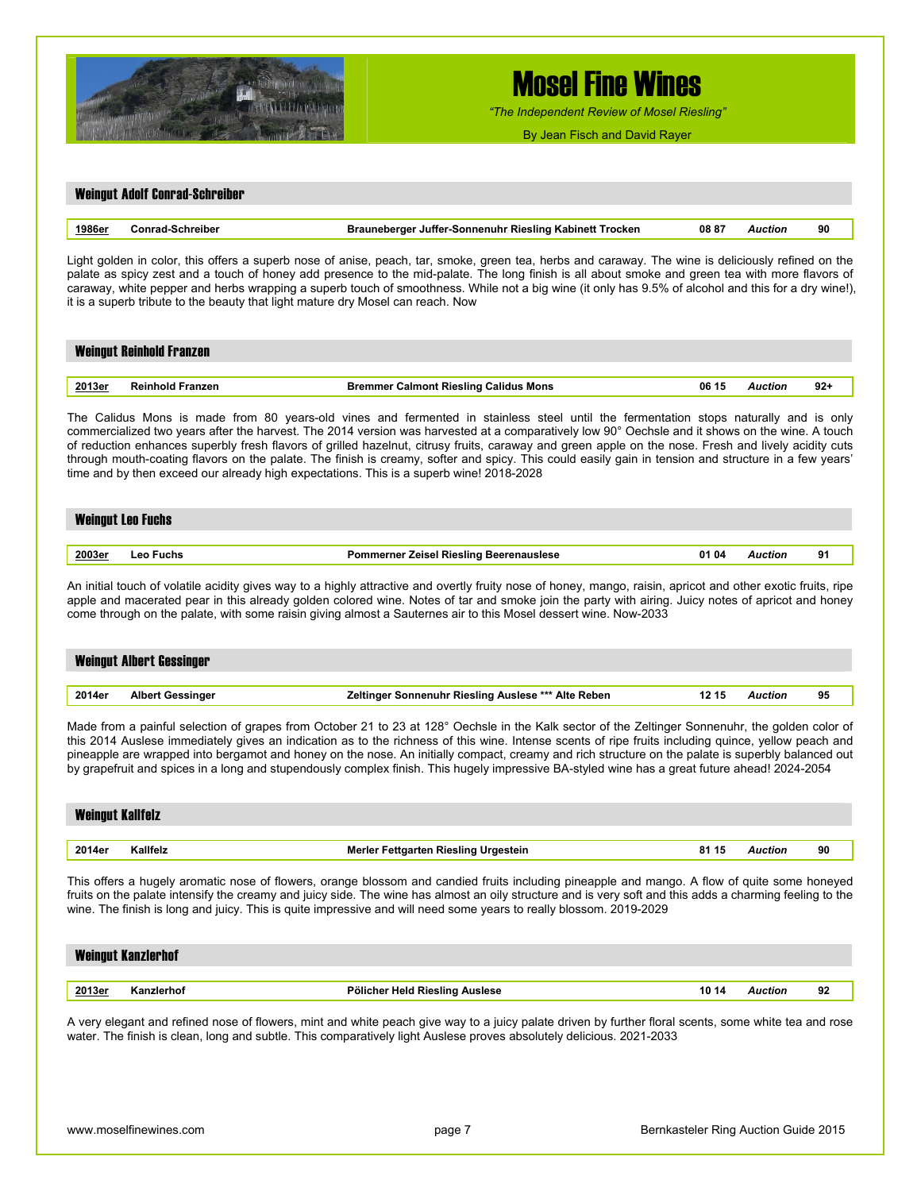## Weingut Adolf Conrad-Schreiber

| 1986er | Conrad-Schreiber | Brauneberger Juffer-Sonnenuhr Riesling Kabinett Trocken | 08 87 | *Auction* | 90 |
|---|---|---|---|---|---|

Light golden in color, this offers a superb nose of anise, peach, tar, smoke, green tea, herbs and caraway. The wine is deliciously refined on the palate as spicy zest and a touch of honey add presence to the mid-palate. The long finish is all about smoke and green tea with more flavors of caraway, white pepper and herbs wrapping a superb touch of smoothness. While not a big wine (it only has 9.5% of alcohol and this for a dry wine!), it is a superb tribute to the beauty that light mature dry Mosel can reach. Now

## Weingut Reinhold Franzen

| 2013er | Reinhold Franzen | Bremmer Calmont Riesling Calidus Mons | 06 15 | *Auction* | 92+ |
|---|---|---|---|---|---|

The Calidus Mons is made from 80 years-old vines and fermented in stainless steel until the fermentation stops naturally and is only commercialized two years after the harvest. The 2014 version was harvested at a comparatively low 90° Oechsle and it shows on the wine. A touch of reduction enhances superbly fresh flavors of grilled hazelnut, citrusy fruits, caraway and green apple on the nose. Fresh and lively acidity cuts through mouth-coating flavors on the palate. The finish is creamy, softer and spicy. This could easily gain in tension and structure in a few years' time and by then exceed our already high expectations. This is a superb wine! 2018-2028

## Weingut Leo Fuchs

| 2003er | Leo Fuchs | Pommerner Zeisel Riesling Beerenauslese | 01 04 | *Auction* | 91 |
|---|---|---|---|---|---|

An initial touch of volatile acidity gives way to a highly attractive and overtly fruity nose of honey, mango, raisin, apricot and other exotic fruits, ripe apple and macerated pear in this already golden colored wine. Notes of tar and smoke join the party with airing. Juicy notes of apricot and honey come through on the palate, with some raisin giving almost a Sauternes air to this Mosel dessert wine. Now-2033

## Weingut Albert Gessinger

| 2014er | Albert Gessinger | Zeltinger Sonnenuhr Riesling Auslese *** Alte Reben | 12 15 | *Auction* | 95 |
|---|---|---|---|---|---|

Made from a painful selection of grapes from October 21 to 23 at 128° Oechsle in the Kalk sector of the Zeltinger Sonnenuhr, the golden color of this 2014 Auslese immediately gives an indication as to the richness of this wine. Intense scents of ripe fruits including quince, yellow peach and pineapple are wrapped into bergamot and honey on the nose. An initially compact, creamy and rich structure on the palate is superbly balanced out by grapefruit and spices in a long and stupendously complex finish. This hugely impressive BA-styled wine has a great future ahead! 2024-2054

## Weingut Kallfelz

| 2014er | Kallfelz | Merler Fettgarten Riesling Urgestein | 81 15 | *Auction* | 90 |
|---|---|---|---|---|---|

This offers a hugely aromatic nose of flowers, orange blossom and candied fruits including pineapple and mango. A flow of quite some honeyed fruits on the palate intensify the creamy and juicy side. The wine has almost an oily structure and is very soft and this adds a charming feeling to the wine. The finish is long and juicy. This is quite impressive and will need some years to really blossom. 2019-2029

## Weingut Kanzlerhof

| 2013er | Kanzlerhof | Pölicher Held Riesling Auslese | 10 14 | *Auction* | 92 |
|---|---|---|---|---|---|

A very elegant and refined nose of flowers, mint and white peach give way to a juicy palate driven by further floral scents, some white tea and rose water. The finish is clean, long and subtle. This comparatively light Auslese proves absolutely delicious. 2021-2033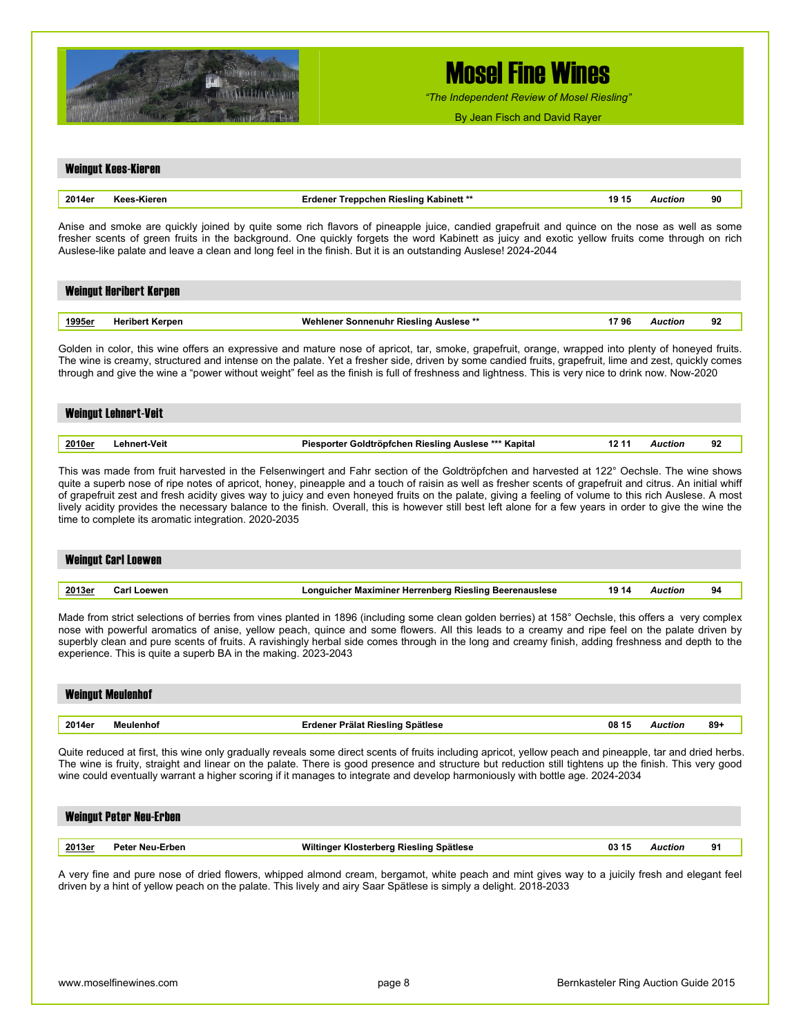## Weingut Kees-Kieren

| 2014er | Kees-Kieren | Erdener Treppchen Riesling Kabinett ** | 19 15 | *Auction* | 90 |
|---|---|---|---|---|---|

Anise and smoke are quickly joined by quite some rich flavors of pineapple juice, candied grapefruit and quince on the nose as well as some fresher scents of green fruits in the background. One quickly forgets the word Kabinett as juicy and exotic yellow fruits come through on rich Auslese-like palate and leave a clean and long feel in the finish. But it is an outstanding Auslese! 2024-2044

## Weingut Heribert Kerpen

| 1995er | Heribert Kerpen | Wehlener Sonnenuhr Riesling Auslese ** | 17 96 | *Auction* | 92 |
|---|---|---|---|---|---|

Golden in color, this wine offers an expressive and mature nose of apricot, tar, smoke, grapefruit, orange, wrapped into plenty of honeyed fruits. The wine is creamy, structured and intense on the palate. Yet a fresher side, driven by some candied fruits, grapefruit, lime and zest, quickly comes through and give the wine a "power without weight" feel as the finish is full of freshness and lightness. This is very nice to drink now. Now-2020

## Weingut Lehnert-Veit

| 2010er | Lehnert-Veit | Piesporter Goldtröpfchen Riesling Auslese *** Kapital | 12 11 | *Auction* | 92 |
|---|---|---|---|---|---|

This was made from fruit harvested in the Felsenwingert and Fahr section of the Goldtröpfchen and harvested at 122° Oechsle. The wine shows quite a superb nose of ripe notes of apricot, honey, pineapple and a touch of raisin as well as fresher scents of grapefruit and citrus. An initial whiff of grapefruit zest and fresh acidity gives way to juicy and even honeyed fruits on the palate, giving a feeling of volume to this rich Auslese. A most lively acidity provides the necessary balance to the finish. Overall, this is however still best left alone for a few years in order to give the wine the time to complete its aromatic integration. 2020-2035

## Weingut Carl Loewen

| 2013er | Carl Loewen | Longuicher Maximiner Herrenberg Riesling Beerenauslese | 19 14 | *Auction* | 94 |
|---|---|---|---|---|---|

Made from strict selections of berries from vines planted in 1896 (including some clean golden berries) at 158° Oechsle, this offers a very complex nose with powerful aromatics of anise, yellow peach, quince and some flowers. All this leads to a creamy and ripe feel on the palate driven by superbly clean and pure scents of fruits. A ravishingly herbal side comes through in the long and creamy finish, adding freshness and depth to the experience. This is quite a superb BA in the making. 2023-2043

## Weingut Meulenhof

| 2014er | Meulenhof | Erdener Prälat Riesling Spätlese | 08 15 | *Auction* | 89+ |
|---|---|---|---|---|---|

Quite reduced at first, this wine only gradually reveals some direct scents of fruits including apricot, yellow peach and pineapple, tar and dried herbs. The wine is fruity, straight and linear on the palate. There is good presence and structure but reduction still tightens up the finish. This very good wine could eventually warrant a higher scoring if it manages to integrate and develop harmoniously with bottle age. 2024-2034

## Weingut Peter Neu-Erben

| 2013er | Peter Neu-Erben | Wiltinger Klosterberg Riesling Spätlese | 03 15 | *Auction* | 91 |
|---|---|---|---|---|---|

A very fine and pure nose of dried flowers, whipped almond cream, bergamot, white peach and mint gives way to a juicily fresh and elegant feel driven by a hint of yellow peach on the palate. This lively and airy Saar Spätlese is simply a delight. 2018-2033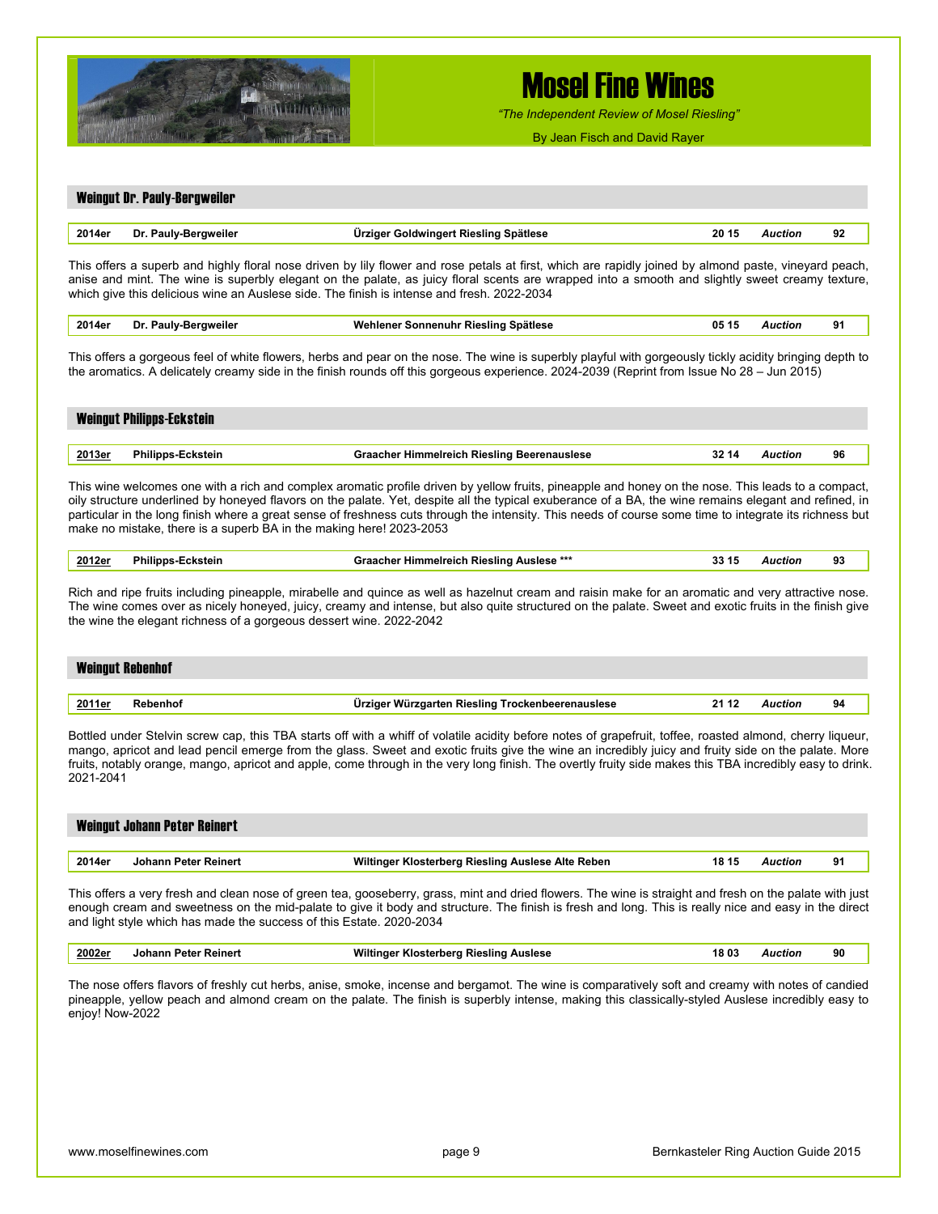# Mosel Fine Wines

*"The Independent Review of Mosel Riesling"*

By Jean Fisch and David Rayer

## Weingut Dr. Pauly-Bergweiler

| 2014er | Dr. Pauly-Bergweiler | Ürziger Goldwingert Riesling Spätlese | 20 15 | *Auction* | 92 |
|---|---|---|---|---|---|

This offers a superb and highly floral nose driven by lily flower and rose petals at first, which are rapidly joined by almond paste, vineyard peach, anise and mint. The wine is superbly elegant on the palate, as juicy floral scents are wrapped into a smooth and slightly sweet creamy texture, which give this delicious wine an Auslese side. The finish is intense and fresh. 2022-2034

| 2014er | Dr. Pauly-Bergweiler | Wehlener Sonnenuhr Riesling Spätlese | 05 15 | *Auction* | 91 |
|---|---|---|---|---|---|

This offers a gorgeous feel of white flowers, herbs and pear on the nose. The wine is superbly playful with gorgeously tickly acidity bringing depth to the aromatics. A delicately creamy side in the finish rounds off this gorgeous experience. 2024-2039 (Reprint from Issue No 28 – Jun 2015)

## Weingut Philipps-Eckstein

| 2013er | Philipps-Eckstein | Graacher Himmelreich Riesling Beerenauslese | 32 14 | *Auction* | 96 |
|---|---|---|---|---|---|

This wine welcomes one with a rich and complex aromatic profile driven by yellow fruits, pineapple and honey on the nose. This leads to a compact, oily structure underlined by honeyed flavors on the palate. Yet, despite all the typical exuberance of a BA, the wine remains elegant and refined, in particular in the long finish where a great sense of freshness cuts through the intensity. This needs of course some time to integrate its richness but make no mistake, there is a superb BA in the making here! 2023-2053

| 2012er | Philipps-Eckstein | Graacher Himmelreich Riesling Auslese *** | 33 15 | *Auction* | 93 |
|---|---|---|---|---|---|

Rich and ripe fruits including pineapple, mirabelle and quince as well as hazelnut cream and raisin make for an aromatic and very attractive nose. The wine comes over as nicely honeyed, juicy, creamy and intense, but also quite structured on the palate. Sweet and exotic fruits in the finish give the wine the elegant richness of a gorgeous dessert wine. 2022-2042

## Weingut Rebenhof

| 2011er | Rebenhof | Ürziger Würzgarten Riesling Trockenbeerenauslese | 21 12 | *Auction* | 94 |
|---|---|---|---|---|---|

Bottled under Stelvin screw cap, this TBA starts off with a whiff of volatile acidity before notes of grapefruit, toffee, roasted almond, cherry liqueur, mango, apricot and lead pencil emerge from the glass. Sweet and exotic fruits give the wine an incredibly juicy and fruity side on the palate. More fruits, notably orange, mango, apricot and apple, come through in the very long finish. The overtly fruity side makes this TBA incredibly easy to drink. 2021-2041

## Weingut Johann Peter Reinert

| 2014er | Johann Peter Reinert | Wiltinger Klosterberg Riesling Auslese Alte Reben | 18 15 | *Auction* | 91 |
|---|---|---|---|---|---|

This offers a very fresh and clean nose of green tea, gooseberry, grass, mint and dried flowers. The wine is straight and fresh on the palate with just enough cream and sweetness on the mid-palate to give it body and structure. The finish is fresh and long. This is really nice and easy in the direct and light style which has made the success of this Estate. 2020-2034

| 2002er | Johann Peter Reinert | Wiltinger Klosterberg Riesling Auslese | 18 03 | *Auction* | 90 |
|---|---|---|---|---|---|

The nose offers flavors of freshly cut herbs, anise, smoke, incense and bergamot. The wine is comparatively soft and creamy with notes of candied pineapple, yellow peach and almond cream on the palate. The finish is superbly intense, making this classically-styled Auslese incredibly easy to enjoy! Now-2022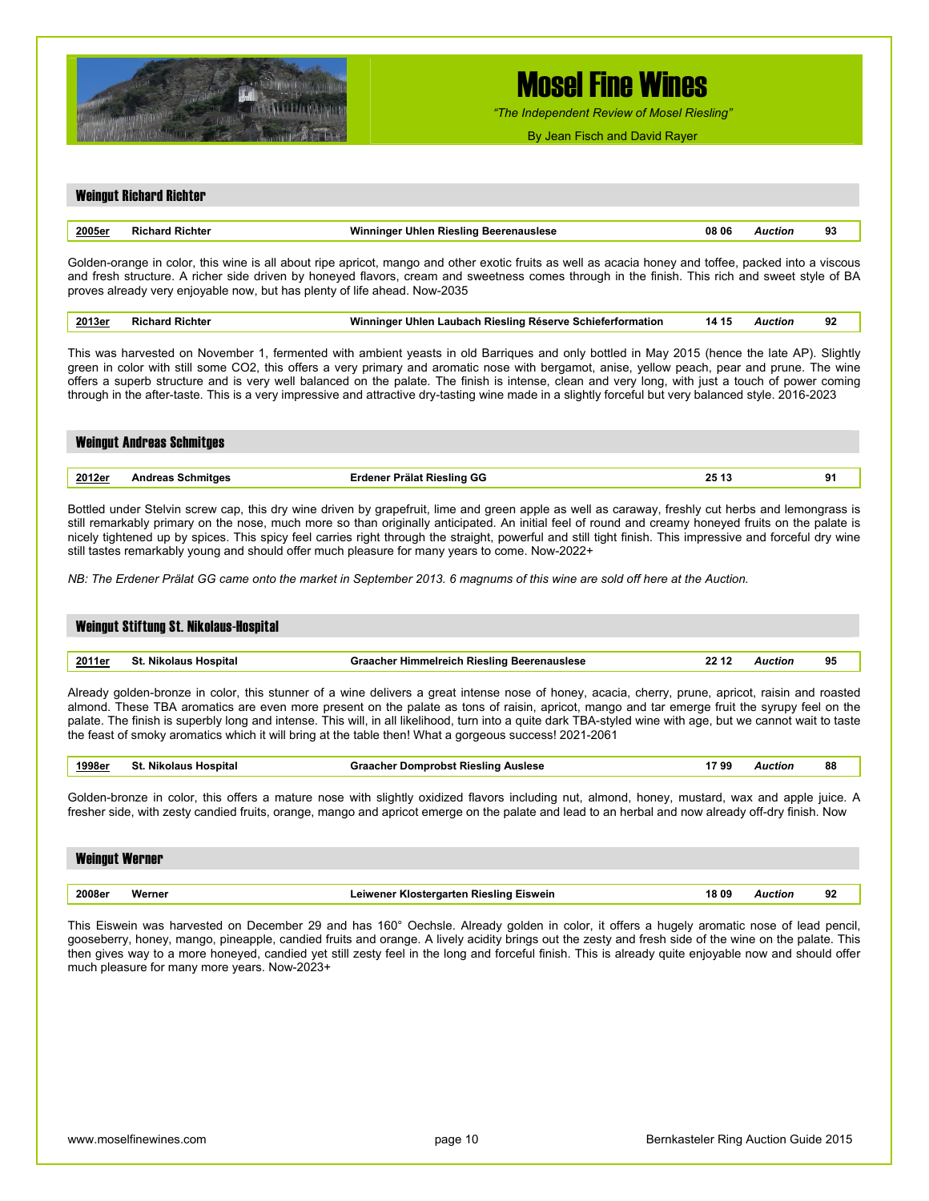# Mosel Fine Wines

*"The Independent Review of Mosel Riesling"*

By Jean Fisch and David Rayer

## Weingut Richard Richter

| 2005er | Richard Richter | Winninger Uhlen Riesling Beerenauslese | 08 06 | *Auction* | 93 |
|---|---|---|---|---|---|

Golden-orange in color, this wine is all about ripe apricot, mango and other exotic fruits as well as acacia honey and toffee, packed into a viscous and fresh structure. A richer side driven by honeyed flavors, cream and sweetness comes through in the finish. This rich and sweet style of BA proves already very enjoyable now, but has plenty of life ahead. Now-2035

| 2013er | Richard Richter | Winninger Uhlen Laubach Riesling Réserve Schieferformation | 14 15 | *Auction* | 92 |
|---|---|---|---|---|---|

This was harvested on November 1, fermented with ambient yeasts in old Barriques and only bottled in May 2015 (hence the late AP). Slightly green in color with still some $CO_2$, this offers a very primary and aromatic nose with bergamot, anise, yellow peach, pear and prune. The wine offers a superb structure and is very well balanced on the palate. The finish is intense, clean and very long, with just a touch of power coming through in the after-taste. This is a very impressive and attractive dry-tasting wine made in a slightly forceful but very balanced style. 2016-2023

## Weingut Andreas Schmitges

| 2012er | Andreas Schmitges | Erdener Prälat Riesling GG | 25 13 | | 91 |
|---|---|---|---|---|---|

Bottled under Stelvin screw cap, this dry wine driven by grapefruit, lime and green apple as well as caraway, freshly cut herbs and lemongrass is still remarkably primary on the nose, much more so than originally anticipated. An initial feel of round and creamy honeyed fruits on the palate is nicely tightened up by spices. This spicy feel carries right through the straight, powerful and still tight finish. This impressive and forceful dry wine still tastes remarkably young and should offer much pleasure for many years to come. Now-2022+

*NB: The Erdener Prälat GG came onto the market in September 2013. 6 magnums of this wine are sold off here at the Auction.*

## Weingut Stiftung St. Nikolaus-Hospital

| 2011er | St. Nikolaus Hospital | Graacher Himmelreich Riesling Beerenauslese | 22 12 | *Auction* | 95 |
|---|---|---|---|---|---|

Already golden-bronze in color, this stunner of a wine delivers a great intense nose of honey, acacia, cherry, prune, apricot, raisin and roasted almond. These TBA aromatics are even more present on the palate as tons of raisin, apricot, mango and tar emerge fruit the syrupy feel on the palate. The finish is superbly long and intense. This will, in all likelihood, turn into a quite dark TBA-styled wine with age, but we cannot wait to taste the feast of smoky aromatics which it will bring at the table then! What a gorgeous success! 2021-2061

| 1998er | St. Nikolaus Hospital | Graacher Domprobst Riesling Auslese | 17 99 | *Auction* | 88 |
|---|---|---|---|---|---|

Golden-bronze in color, this offers a mature nose with slightly oxidized flavors including nut, almond, honey, mustard, wax and apple juice. A fresher side, with zesty candied fruits, orange, mango and apricot emerge on the palate and lead to an herbal and now already off-dry finish. Now

## Weingut Werner

| 2008er | Werner | Leiwener Klostergarten Riesling Eiswein | 18 09 | *Auction* | 92 |
|---|---|---|---|---|---|

This Eiswein was harvested on December 29 and has 160° Oechsle. Already golden in color, it offers a hugely aromatic nose of lead pencil, gooseberry, honey, mango, pineapple, candied fruits and orange. A lively acidity brings out the zesty and fresh side of the wine on the palate. This then gives way to a more honeyed, candied yet still zesty feel in the long and forceful finish. This is already quite enjoyable now and should offer much pleasure for many more years. Now-2023+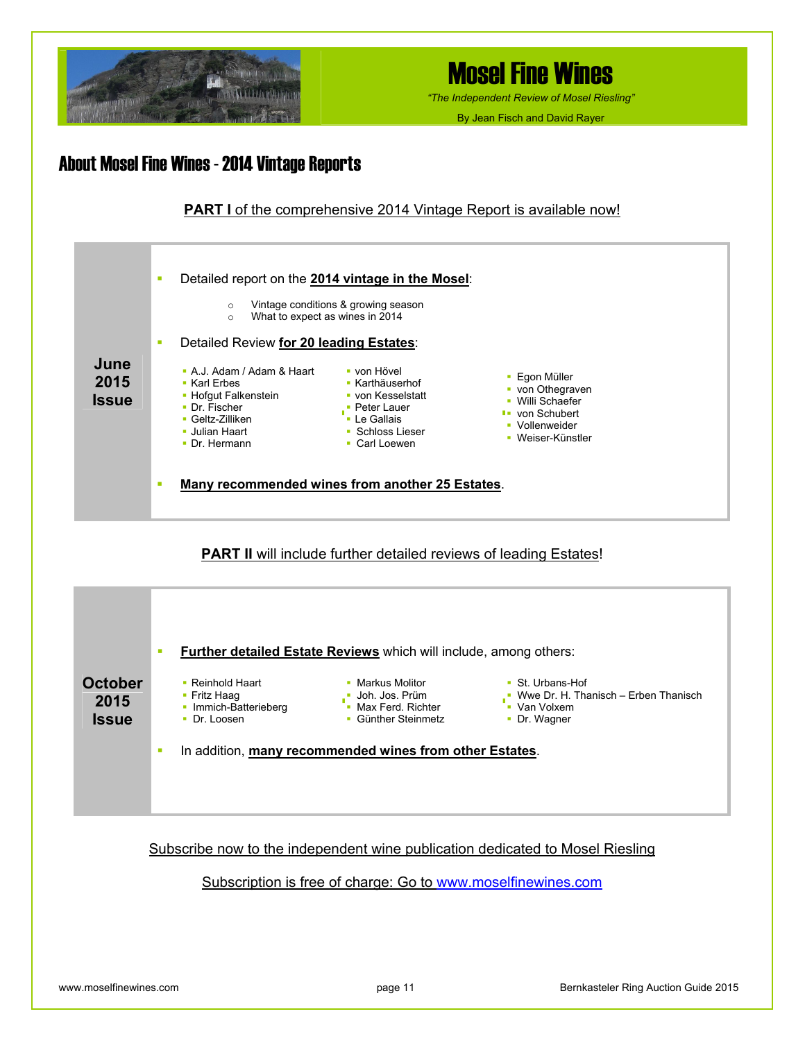# Mosel Fine Wines

*"The Independent Review of Mosel Riesling"*

By Jean Fisch and David Rayer

## About Mosel Fine Wines - 2014 Vintage Reports

**PART I** of the comprehensive 2014 Vintage Report is available now!

**June 2015 Issue**

- Detailed report on the **2014 vintage in the Mosel**:
  - Vintage conditions & growing season
  - What to expect as wines in 2014
- Detailed Review **for 20 leading Estates**:
  - A.J. Adam / Adam & Haart
  - Karl Erbes
  - Hofgut Falkenstein
  - Dr. Fischer
  - Geltz-Zilliken
  - Julian Haart
  - Dr. Hermann
  - von Hövel
  - Karthäuserhof
  - von Kesselstatt
  - Peter Lauer
  - Le Gallais
  - Schloss Lieser
  - Carl Loewen
  - Egon Müller
  - von Othegraven
  - Willi Schaefer
  - von Schubert
  - Vollenweider
  - Weiser-Künstler
- **Many recommended wines from another 25 Estates**.

**PART II** will include further detailed reviews of leading Estates!

**October 2015 Issue**

- **Further detailed Estate Reviews** which will include, among others:
  - Reinhold Haart
  - Fritz Haag
  - Immich-Batterieberg
  - Dr. Loosen
  - Markus Molitor
  - Joh. Jos. Prüm
  - Max Ferd. Richter
  - Günther Steinmetz
  - St. Urbans-Hof
  - Wwe Dr. H. Thanisch – Erben Thanisch
  - Van Volxem
  - Dr. Wagner
- In addition, **many recommended wines from other Estates**.

Subscribe now to the independent wine publication dedicated to Mosel Riesling

Subscription is free of charge: Go to www.moselfinewines.com